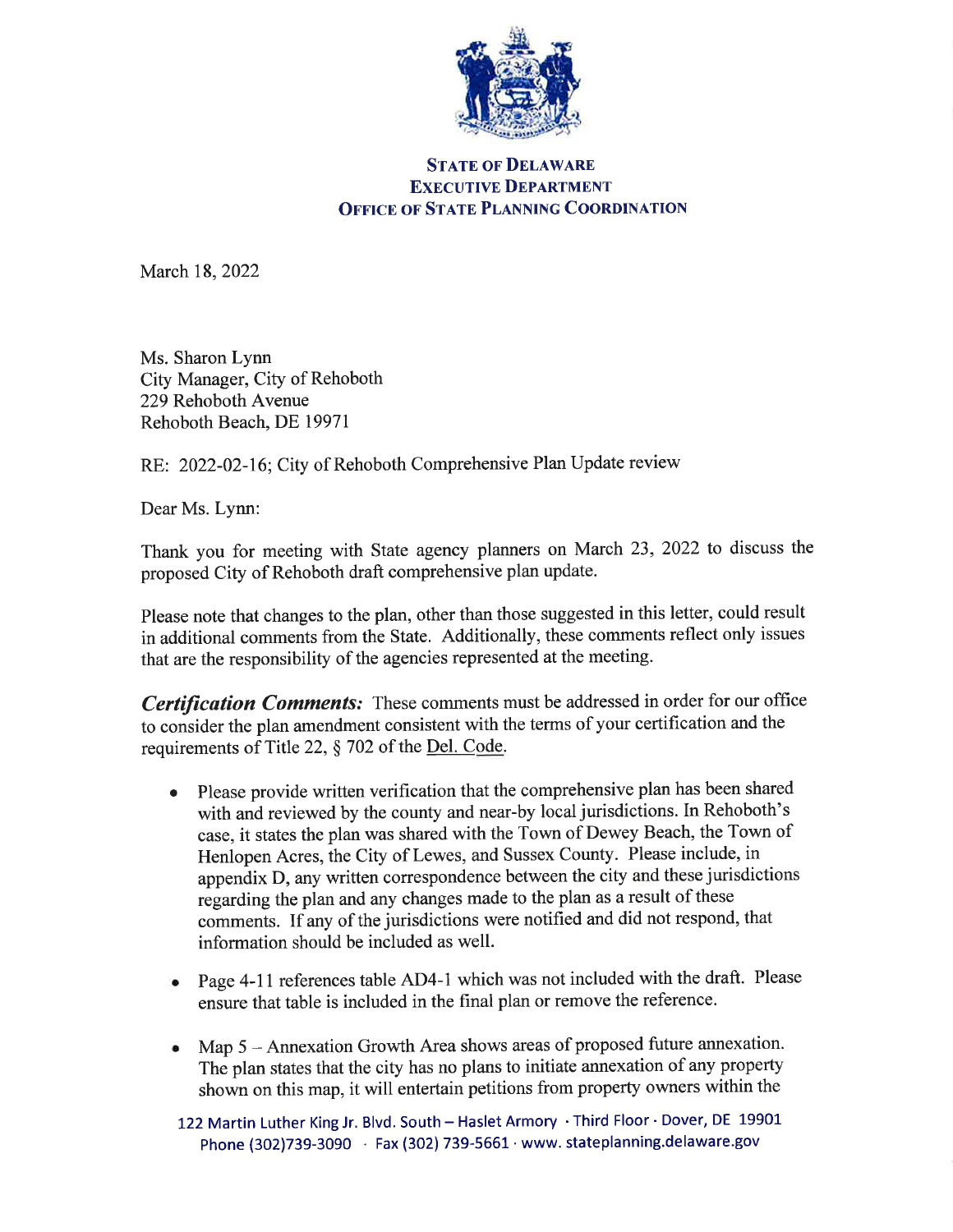**STATE OF DELAWARE**
**EXECUTIVE DEPARTMENT**
**OFFICE OF STATE PLANNING COORDINATION**

March 18, 2022

Ms. Sharon Lynn
City Manager, City of Rehoboth
229 Rehoboth Avenue
Rehoboth Beach, DE 19971

RE: 2022-02-16; City of Rehoboth Comprehensive Plan Update review

Dear Ms. Lynn:

Thank you for meeting with State agency planners on March 23, 2022 to discuss the proposed City of Rehoboth draft comprehensive plan update.

Please note that changes to the plan, other than those suggested in this letter, could result in additional comments from the State. Additionally, these comments reflect only issues that are the responsibility of the agencies represented at the meeting.

***Certification Comments:*** These comments must be addressed in order for our office to consider the plan amendment consistent with the terms of your certification and the requirements of Title 22, § 702 of the Del. Code.

- Please provide written verification that the comprehensive plan has been shared with and reviewed by the county and near-by local jurisdictions. In Rehoboth's case, it states the plan was shared with the Town of Dewey Beach, the Town of Henlopen Acres, the City of Lewes, and Sussex County. Please include, in appendix D, any written correspondence between the city and these jurisdictions regarding the plan and any changes made to the plan as a result of these comments. If any of the jurisdictions were notified and did not respond, that information should be included as well.

- Page 4-11 references table AD4-1 which was not included with the draft. Please ensure that table is included in the final plan or remove the reference.

- Map 5 – Annexation Growth Area shows areas of proposed future annexation. The plan states that the city has no plans to initiate annexation of any property shown on this map, it will entertain petitions from property owners within the

122 Martin Luther King Jr. Blvd. South – Haslet Armory · Third Floor · Dover, DE 19901
Phone (302)739-3090 · Fax (302) 739-5661 · www. stateplanning.delaware.gov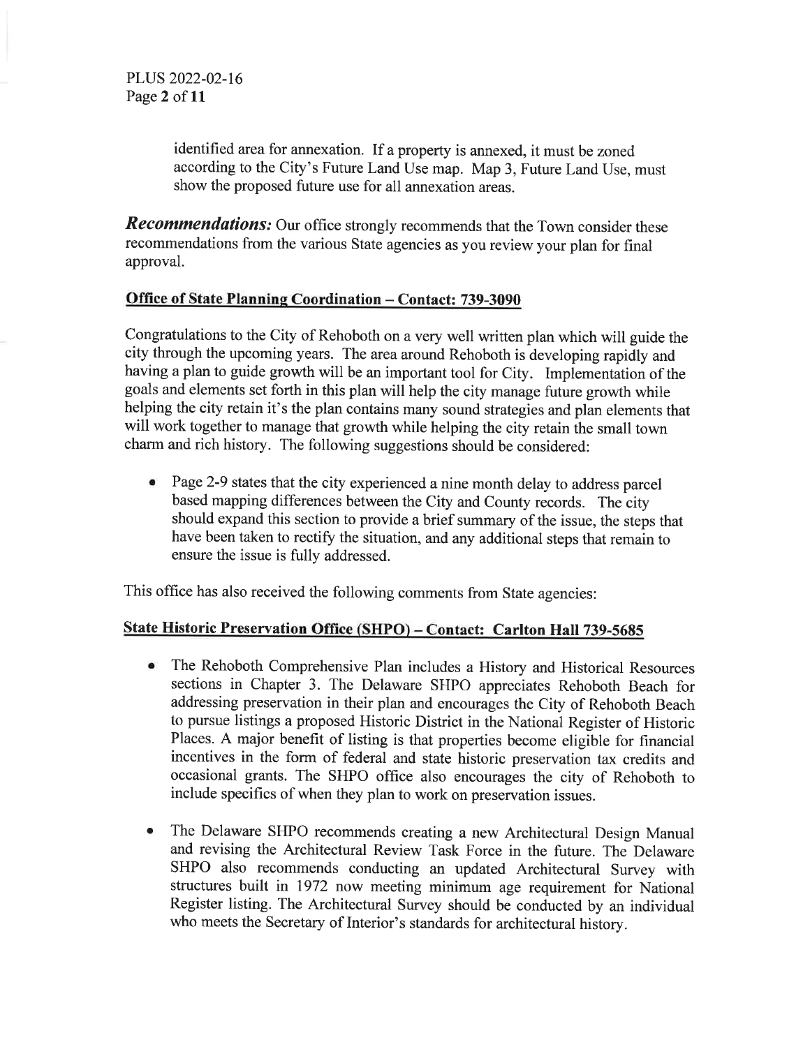identified area for annexation. If a property is annexed, it must be zoned according to the City's Future Land Use map. Map 3, Future Land Use, must show the proposed future use for all annexation areas.

***Recommendations:*** Our office strongly recommends that the Town consider these recommendations from the various State agencies as you review your plan for final approval.

**<u>Office of State Planning Coordination – Contact: 739-3090</u>**

Congratulations to the City of Rehoboth on a very well written plan which will guide the city through the upcoming years. The area around Rehoboth is developing rapidly and having a plan to guide growth will be an important tool for City. Implementation of the goals and elements set forth in this plan will help the city manage future growth while helping the city retain it's the plan contains many sound strategies and plan elements that will work together to manage that growth while helping the city retain the small town charm and rich history. The following suggestions should be considered:

- Page 2-9 states that the city experienced a nine month delay to address parcel based mapping differences between the City and County records. The city should expand this section to provide a brief summary of the issue, the steps that have been taken to rectify the situation, and any additional steps that remain to ensure the issue is fully addressed.

This office has also received the following comments from State agencies:

**<u>State Historic Preservation Office (SHPO) – Contact: Carlton Hall 739-5685</u>**

- The Rehoboth Comprehensive Plan includes a History and Historical Resources sections in Chapter 3. The Delaware SHPO appreciates Rehoboth Beach for addressing preservation in their plan and encourages the City of Rehoboth Beach to pursue listings a proposed Historic District in the National Register of Historic Places. A major benefit of listing is that properties become eligible for financial incentives in the form of federal and state historic preservation tax credits and occasional grants. The SHPO office also encourages the city of Rehoboth to include specifics of when they plan to work on preservation issues.

- The Delaware SHPO recommends creating a new Architectural Design Manual and revising the Architectural Review Task Force in the future. The Delaware SHPO also recommends conducting an updated Architectural Survey with structures built in 1972 now meeting minimum age requirement for National Register listing. The Architectural Survey should be conducted by an individual who meets the Secretary of Interior's standards for architectural history.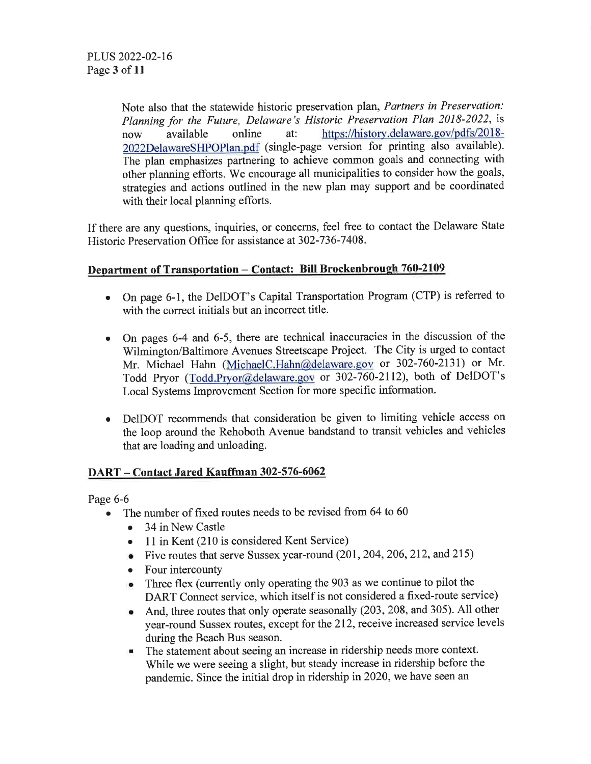Note also that the statewide historic preservation plan, *Partners in Preservation: Planning for the Future, Delaware's Historic Preservation Plan 2018-2022*, is now available online at: https://history.delaware.gov/pdfs/2018-2022DelawareSHPOPlan.pdf (single-page version for printing also available). The plan emphasizes partnering to achieve common goals and connecting with other planning efforts. We encourage all municipalities to consider how the goals, strategies and actions outlined in the new plan may support and be coordinated with their local planning efforts.

If there are any questions, inquiries, or concerns, feel free to contact the Delaware State Historic Preservation Office for assistance at 302-736-7408.

**Department of Transportation – Contact: Bill Brockenbrough 760-2109**

- On page 6-1, the DelDOT's Capital Transportation Program (CTP) is referred to with the correct initials but an incorrect title.
- On pages 6-4 and 6-5, there are technical inaccuracies in the discussion of the Wilmington/Baltimore Avenues Streetscape Project. The City is urged to contact Mr. Michael Hahn (MichaelC.Hahn@delaware.gov or 302-760-2131) or Mr. Todd Pryor (Todd.Pryor@delaware.gov or 302-760-2112), both of DelDOT's Local Systems Improvement Section for more specific information.
- DelDOT recommends that consideration be given to limiting vehicle access on the loop around the Rehoboth Avenue bandstand to transit vehicles and vehicles that are loading and unloading.

**DART – Contact Jared Kauffman 302-576-6062**

Page 6-6

- The number of fixed routes needs to be revised from 64 to 60
  - 34 in New Castle
  - 11 in Kent (210 is considered Kent Service)
  - Five routes that serve Sussex year-round (201, 204, 206, 212, and 215)
  - Four intercounty
  - Three flex (currently only operating the 903 as we continue to pilot the DART Connect service, which itself is not considered a fixed-route service)
  - And, three routes that only operate seasonally (203, 208, and 305). All other year-round Sussex routes, except for the 212, receive increased service levels during the Beach Bus season.
  - The statement about seeing an increase in ridership needs more context. While we were seeing a slight, but steady increase in ridership before the pandemic. Since the initial drop in ridership in 2020, we have seen an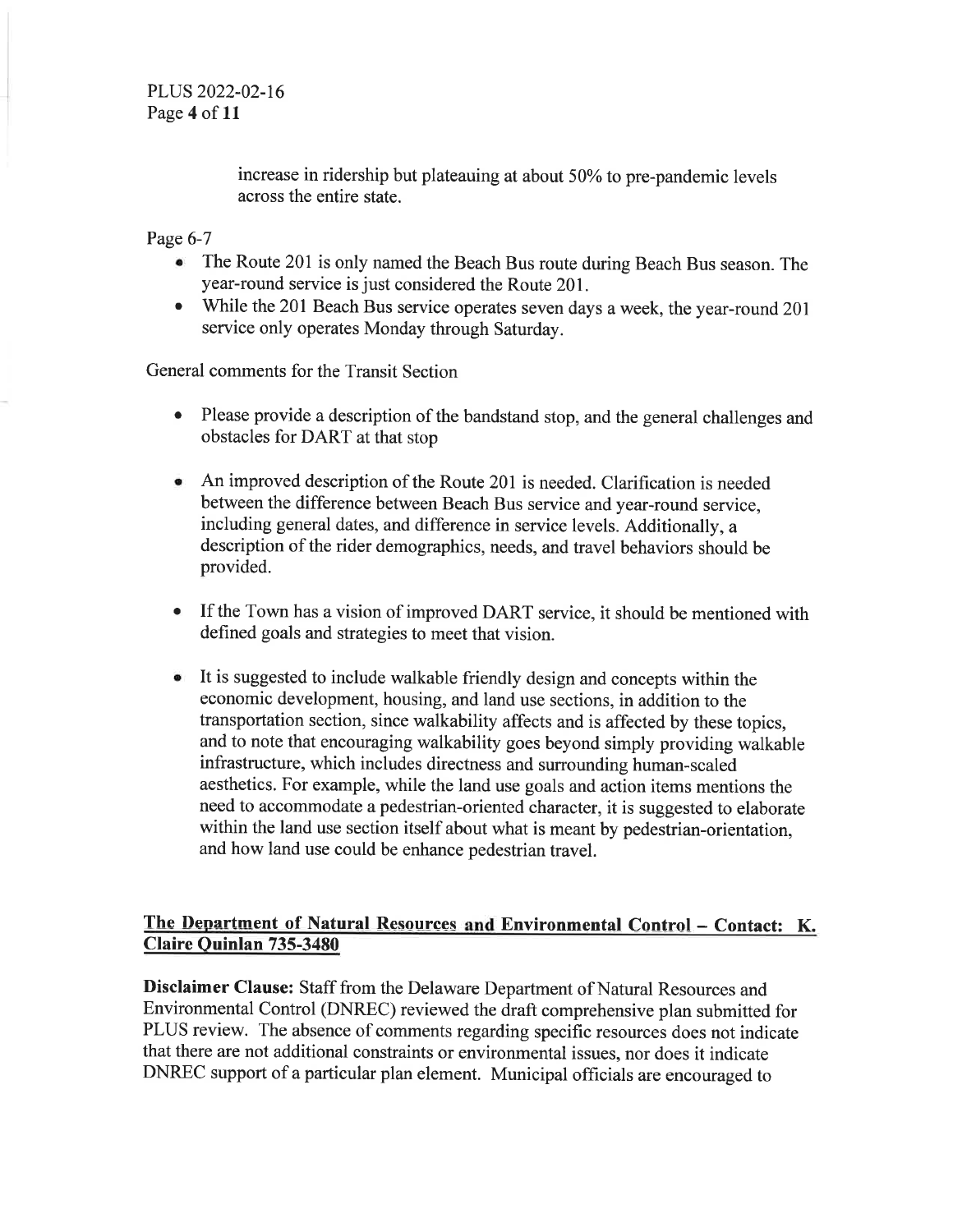increase in ridership but plateauing at about 50% to pre-pandemic levels across the entire state.

Page 6-7

- The Route 201 is only named the Beach Bus route during Beach Bus season. The year-round service is just considered the Route 201.
- While the 201 Beach Bus service operates seven days a week, the year-round 201 service only operates Monday through Saturday.

General comments for the Transit Section

- Please provide a description of the bandstand stop, and the general challenges and obstacles for DART at that stop
- An improved description of the Route 201 is needed. Clarification is needed between the difference between Beach Bus service and year-round service, including general dates, and difference in service levels. Additionally, a description of the rider demographics, needs, and travel behaviors should be provided.
- If the Town has a vision of improved DART service, it should be mentioned with defined goals and strategies to meet that vision.
- It is suggested to include walkable friendly design and concepts within the economic development, housing, and land use sections, in addition to the transportation section, since walkability affects and is affected by these topics, and to note that encouraging walkability goes beyond simply providing walkable infrastructure, which includes directness and surrounding human-scaled aesthetics. For example, while the land use goals and action items mentions the need to accommodate a pedestrian-oriented character, it is suggested to elaborate within the land use section itself about what is meant by pedestrian-orientation, and how land use could be enhance pedestrian travel.

## The Department of Natural Resources and Environmental Control – Contact: K. Claire Quinlan 735-3480

**Disclaimer Clause:** Staff from the Delaware Department of Natural Resources and Environmental Control (DNREC) reviewed the draft comprehensive plan submitted for PLUS review. The absence of comments regarding specific resources does not indicate that there are not additional constraints or environmental issues, nor does it indicate DNREC support of a particular plan element. Municipal officials are encouraged to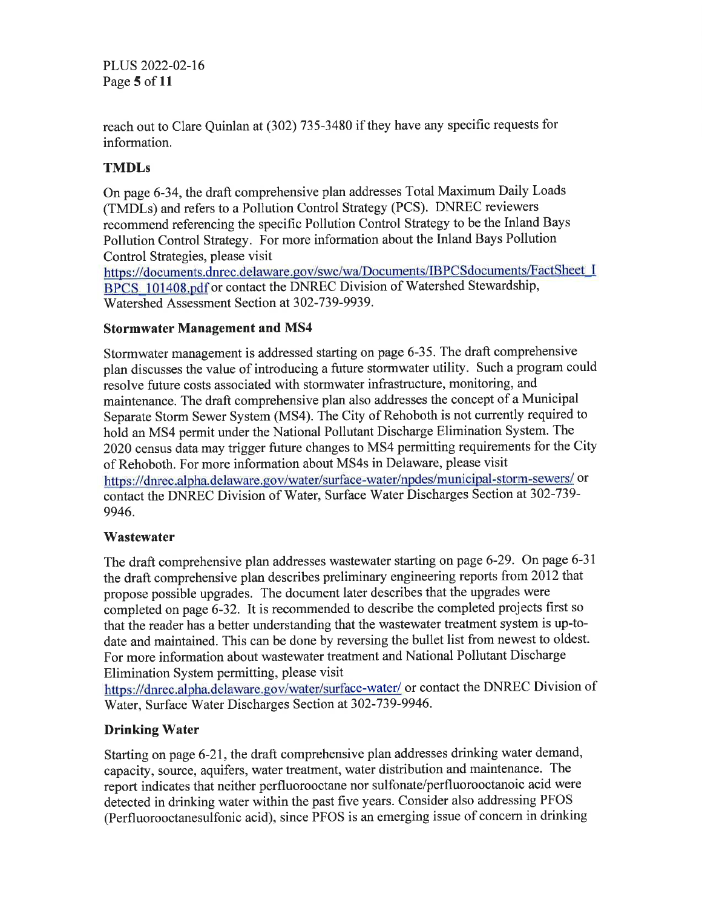reach out to Clare Quinlan at (302) 735-3480 if they have any specific requests for information.

### TMDLs

On page 6-34, the draft comprehensive plan addresses Total Maximum Daily Loads (TMDLs) and refers to a Pollution Control Strategy (PCS). DNREC reviewers recommend referencing the specific Pollution Control Strategy to be the Inland Bays Pollution Control Strategy. For more information about the Inland Bays Pollution Control Strategies, please visit https://documents.dnrec.delaware.gov/swc/wa/Documents/IBPCSdocuments/FactSheet_IBPCS_101408.pdf or contact the DNREC Division of Watershed Stewardship, Watershed Assessment Section at 302-739-9939.

### Stormwater Management and MS4

Stormwater management is addressed starting on page 6-35. The draft comprehensive plan discusses the value of introducing a future stormwater utility. Such a program could resolve future costs associated with stormwater infrastructure, monitoring, and maintenance. The draft comprehensive plan also addresses the concept of a Municipal Separate Storm Sewer System (MS4). The City of Rehoboth is not currently required to hold an MS4 permit under the National Pollutant Discharge Elimination System. The 2020 census data may trigger future changes to MS4 permitting requirements for the City of Rehoboth. For more information about MS4s in Delaware, please visit https://dnrec.alpha.delaware.gov/water/surface-water/npdes/municipal-storm-sewers/ or contact the DNREC Division of Water, Surface Water Discharges Section at 302-739-9946.

### Wastewater

The draft comprehensive plan addresses wastewater starting on page 6-29. On page 6-31 the draft comprehensive plan describes preliminary engineering reports from 2012 that propose possible upgrades. The document later describes that the upgrades were completed on page 6-32. It is recommended to describe the completed projects first so that the reader has a better understanding that the wastewater treatment system is up-to-date and maintained. This can be done by reversing the bullet list from newest to oldest. For more information about wastewater treatment and National Pollutant Discharge Elimination System permitting, please visit https://dnrec.alpha.delaware.gov/water/surface-water/ or contact the DNREC Division of Water, Surface Water Discharges Section at 302-739-9946.

### Drinking Water

Starting on page 6-21, the draft comprehensive plan addresses drinking water demand, capacity, source, aquifers, water treatment, water distribution and maintenance. The report indicates that neither perfluorooctane nor sulfonate/perfluorooctanoic acid were detected in drinking water within the past five years. Consider also addressing PFOS (Perfluorooctanesulfonic acid), since PFOS is an emerging issue of concern in drinking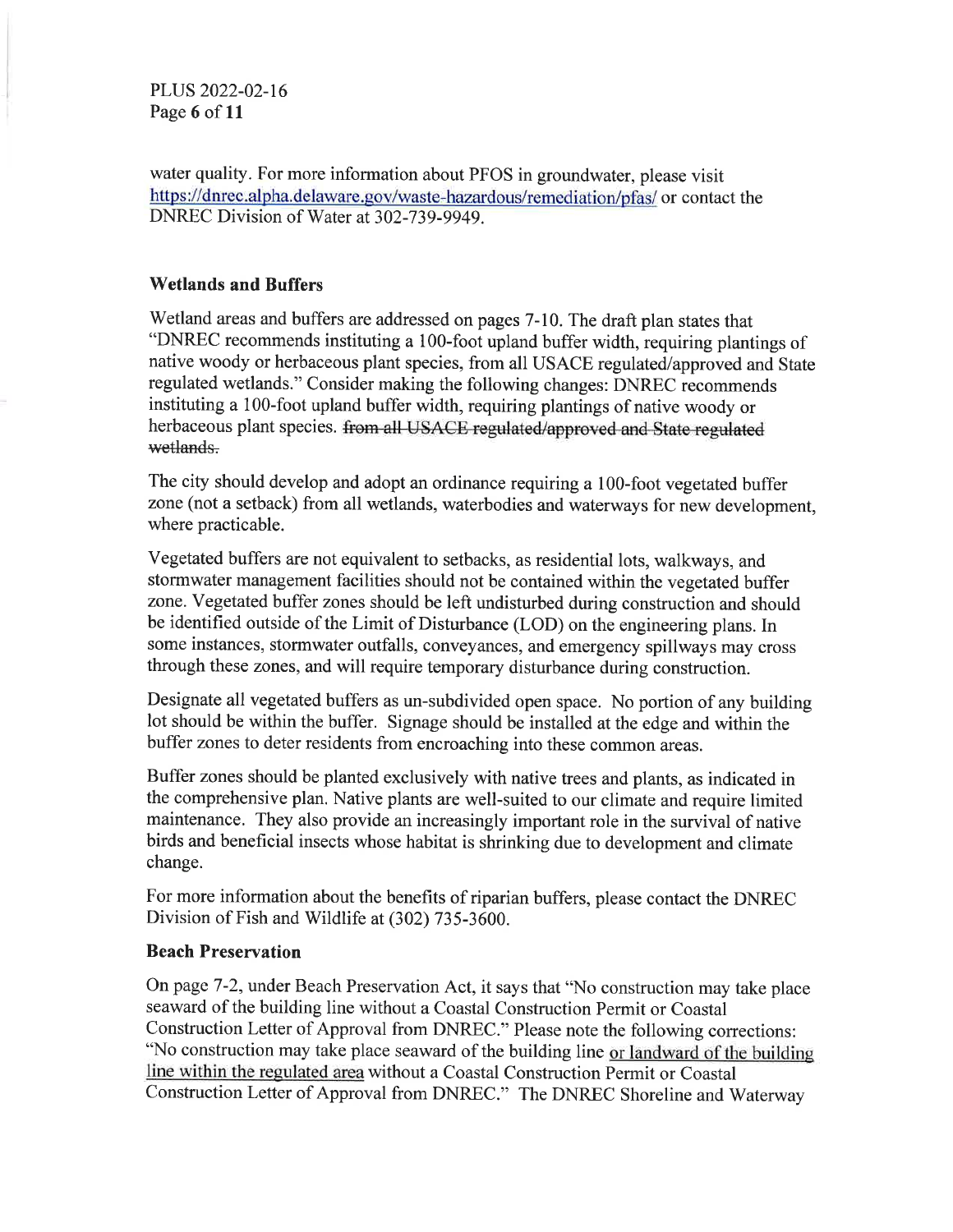water quality. For more information about PFOS in groundwater, please visit https://dnrec.alpha.delaware.gov/waste-hazardous/remediation/pfas/ or contact the DNREC Division of Water at 302-739-9949.

### Wetlands and Buffers

Wetland areas and buffers are addressed on pages 7-10. The draft plan states that "DNREC recommends instituting a 100-foot upland buffer width, requiring plantings of native woody or herbaceous plant species, from all USACE regulated/approved and State regulated wetlands." Consider making the following changes: DNREC recommends instituting a 100-foot upland buffer width, requiring plantings of native woody or herbaceous plant species. ~~from all USACE regulated/approved and State regulated wetlands.~~

The city should develop and adopt an ordinance requiring a 100-foot vegetated buffer zone (not a setback) from all wetlands, waterbodies and waterways for new development, where practicable.

Vegetated buffers are not equivalent to setbacks, as residential lots, walkways, and stormwater management facilities should not be contained within the vegetated buffer zone. Vegetated buffer zones should be left undisturbed during construction and should be identified outside of the Limit of Disturbance (LOD) on the engineering plans. In some instances, stormwater outfalls, conveyances, and emergency spillways may cross through these zones, and will require temporary disturbance during construction.

Designate all vegetated buffers as un-subdivided open space. No portion of any building lot should be within the buffer. Signage should be installed at the edge and within the buffer zones to deter residents from encroaching into these common areas.

Buffer zones should be planted exclusively with native trees and plants, as indicated in the comprehensive plan. Native plants are well-suited to our climate and require limited maintenance. They also provide an increasingly important role in the survival of native birds and beneficial insects whose habitat is shrinking due to development and climate change.

For more information about the benefits of riparian buffers, please contact the DNREC Division of Fish and Wildlife at (302) 735-3600.

### Beach Preservation

On page 7-2, under Beach Preservation Act, it says that "No construction may take place seaward of the building line without a Coastal Construction Permit or Coastal Construction Letter of Approval from DNREC." Please note the following corrections: "No construction may take place seaward of the building line <u>or landward of the building line within the regulated area</u> without a Coastal Construction Permit or Coastal Construction Letter of Approval from DNREC." The DNREC Shoreline and Waterway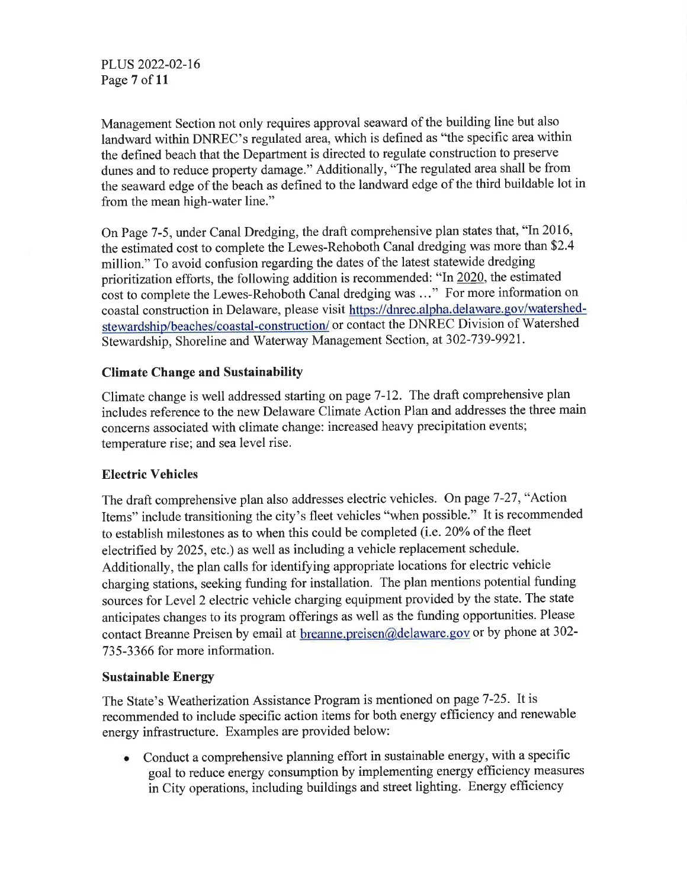Management Section not only requires approval seaward of the building line but also landward within DNREC's regulated area, which is defined as "the specific area within the defined beach that the Department is directed to regulate construction to preserve dunes and to reduce property damage." Additionally, "The regulated area shall be from the seaward edge of the beach as defined to the landward edge of the third buildable lot in from the mean high-water line."

On Page 7-5, under Canal Dredging, the draft comprehensive plan states that, "In 2016, the estimated cost to complete the Lewes-Rehoboth Canal dredging was more than $2.4 million." To avoid confusion regarding the dates of the latest statewide dredging prioritization efforts, the following addition is recommended: "In 2020, the estimated cost to complete the Lewes-Rehoboth Canal dredging was …" For more information on coastal construction in Delaware, please visit https://dnrec.alpha.delaware.gov/watershed-stewardship/beaches/coastal-construction/ or contact the DNREC Division of Watershed Stewardship, Shoreline and Waterway Management Section, at 302-739-9921.

**Climate Change and Sustainability**

Climate change is well addressed starting on page 7-12. The draft comprehensive plan includes reference to the new Delaware Climate Action Plan and addresses the three main concerns associated with climate change: increased heavy precipitation events; temperature rise; and sea level rise.

**Electric Vehicles**

The draft comprehensive plan also addresses electric vehicles. On page 7-27, "Action Items" include transitioning the city's fleet vehicles "when possible." It is recommended to establish milestones as to when this could be completed (i.e. 20% of the fleet electrified by 2025, etc.) as well as including a vehicle replacement schedule. Additionally, the plan calls for identifying appropriate locations for electric vehicle charging stations, seeking funding for installation. The plan mentions potential funding sources for Level 2 electric vehicle charging equipment provided by the state. The state anticipates changes to its program offerings as well as the funding opportunities. Please contact Breanne Preisen by email at breanne.preisen@delaware.gov or by phone at 302-735-3366 for more information.

**Sustainable Energy**

The State's Weatherization Assistance Program is mentioned on page 7-25. It is recommended to include specific action items for both energy efficiency and renewable energy infrastructure. Examples are provided below:

- Conduct a comprehensive planning effort in sustainable energy, with a specific goal to reduce energy consumption by implementing energy efficiency measures in City operations, including buildings and street lighting. Energy efficiency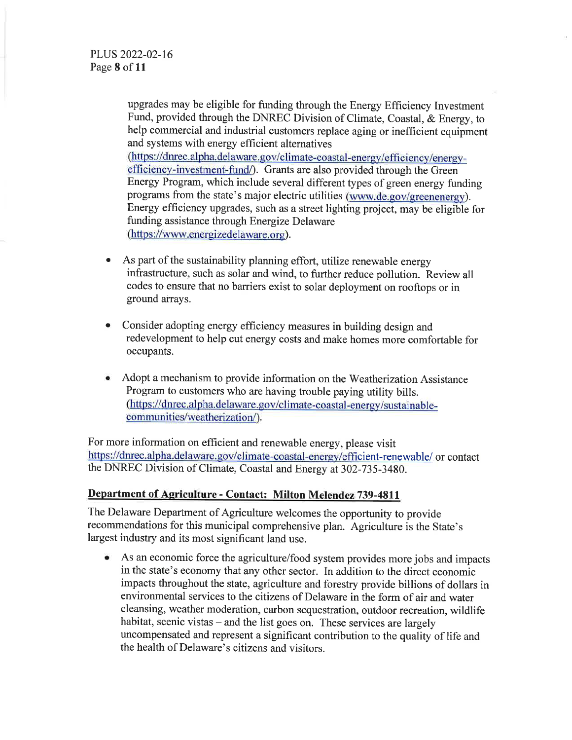upgrades may be eligible for funding through the Energy Efficiency Investment Fund, provided through the DNREC Division of Climate, Coastal, & Energy, to help commercial and industrial customers replace aging or inefficient equipment and systems with energy efficient alternatives (https://dnrec.alpha.delaware.gov/climate-coastal-energy/efficiency/energy-efficiency-investment-fund/). Grants are also provided through the Green Energy Program, which include several different types of green energy funding programs from the state's major electric utilities (www.de.gov/greenenergy). Energy efficiency upgrades, such as a street lighting project, may be eligible for funding assistance through Energize Delaware (https://www.energizedelaware.org).

- As part of the sustainability planning effort, utilize renewable energy infrastructure, such as solar and wind, to further reduce pollution. Review all codes to ensure that no barriers exist to solar deployment on rooftops or in ground arrays.

- Consider adopting energy efficiency measures in building design and redevelopment to help cut energy costs and make homes more comfortable for occupants.

- Adopt a mechanism to provide information on the Weatherization Assistance Program to customers who are having trouble paying utility bills. (https://dnrec.alpha.delaware.gov/climate-coastal-energy/sustainable-communities/weatherization/).

For more information on efficient and renewable energy, please visit https://dnrec.alpha.delaware.gov/climate-coastal-energy/efficient-renewable/ or contact the DNREC Division of Climate, Coastal and Energy at 302-735-3480.

## Department of Agriculture - Contact: Milton Melendez 739-4811

The Delaware Department of Agriculture welcomes the opportunity to provide recommendations for this municipal comprehensive plan. Agriculture is the State's largest industry and its most significant land use.

- As an economic force the agriculture/food system provides more jobs and impacts in the state's economy that any other sector. In addition to the direct economic impacts throughout the state, agriculture and forestry provide billions of dollars in environmental services to the citizens of Delaware in the form of air and water cleansing, weather moderation, carbon sequestration, outdoor recreation, wildlife habitat, scenic vistas – and the list goes on. These services are largely uncompensated and represent a significant contribution to the quality of life and the health of Delaware's citizens and visitors.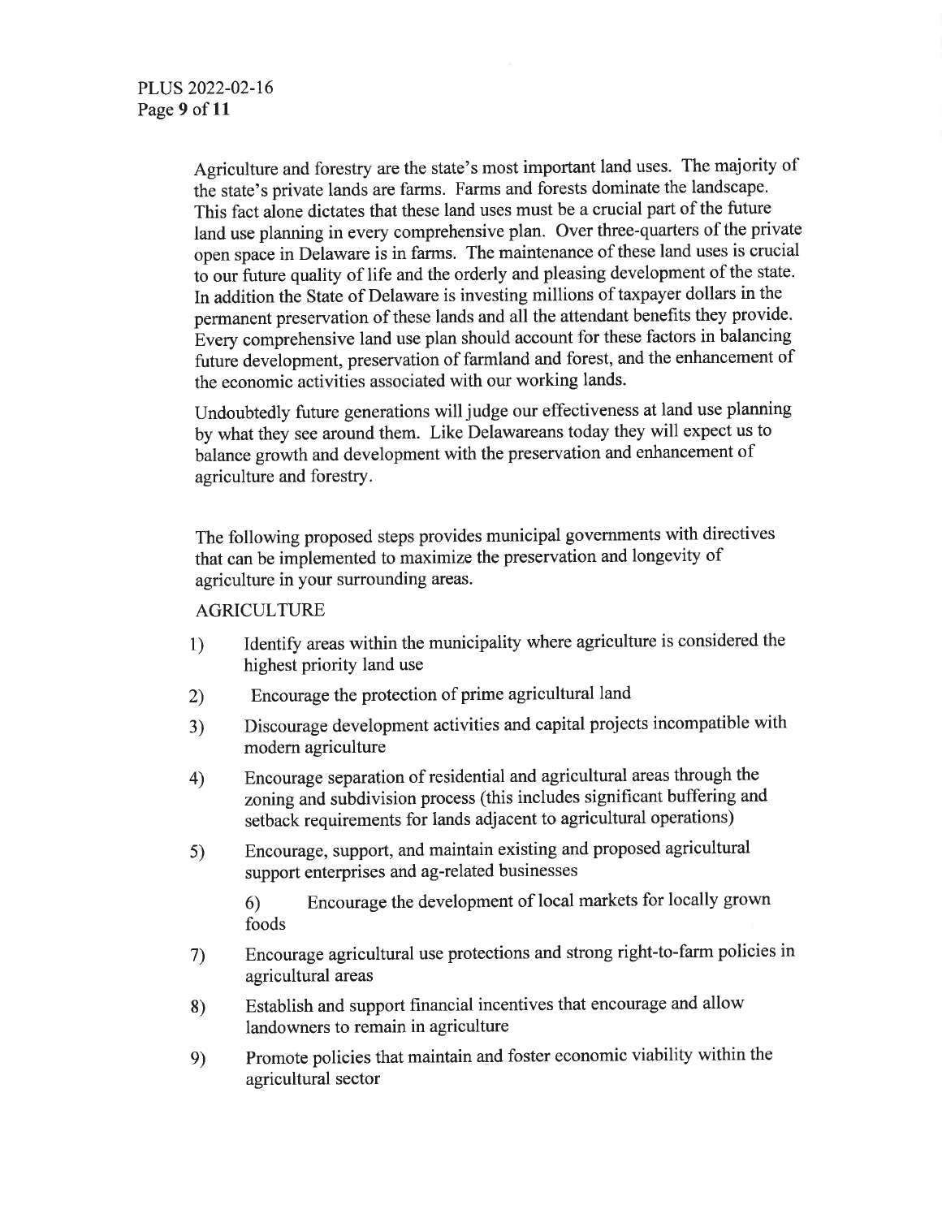Agriculture and forestry are the state's most important land uses. The majority of the state's private lands are farms. Farms and forests dominate the landscape. This fact alone dictates that these land uses must be a crucial part of the future land use planning in every comprehensive plan. Over three-quarters of the private open space in Delaware is in farms. The maintenance of these land uses is crucial to our future quality of life and the orderly and pleasing development of the state. In addition the State of Delaware is investing millions of taxpayer dollars in the permanent preservation of these lands and all the attendant benefits they provide. Every comprehensive land use plan should account for these factors in balancing future development, preservation of farmland and forest, and the enhancement of the economic activities associated with our working lands.

Undoubtedly future generations will judge our effectiveness at land use planning by what they see around them. Like Delawareans today they will expect us to balance growth and development with the preservation and enhancement of agriculture and forestry.

The following proposed steps provides municipal governments with directives that can be implemented to maximize the preservation and longevity of agriculture in your surrounding areas.

AGRICULTURE

1) Identify areas within the municipality where agriculture is considered the highest priority land use
2) Encourage the protection of prime agricultural land
3) Discourage development activities and capital projects incompatible with modern agriculture
4) Encourage separation of residential and agricultural areas through the zoning and subdivision process (this includes significant buffering and setback requirements for lands adjacent to agricultural operations)
5) Encourage, support, and maintain existing and proposed agricultural support enterprises and ag-related businesses
6) Encourage the development of local markets for locally grown foods
7) Encourage agricultural use protections and strong right-to-farm policies in agricultural areas
8) Establish and support financial incentives that encourage and allow landowners to remain in agriculture
9) Promote policies that maintain and foster economic viability within the agricultural sector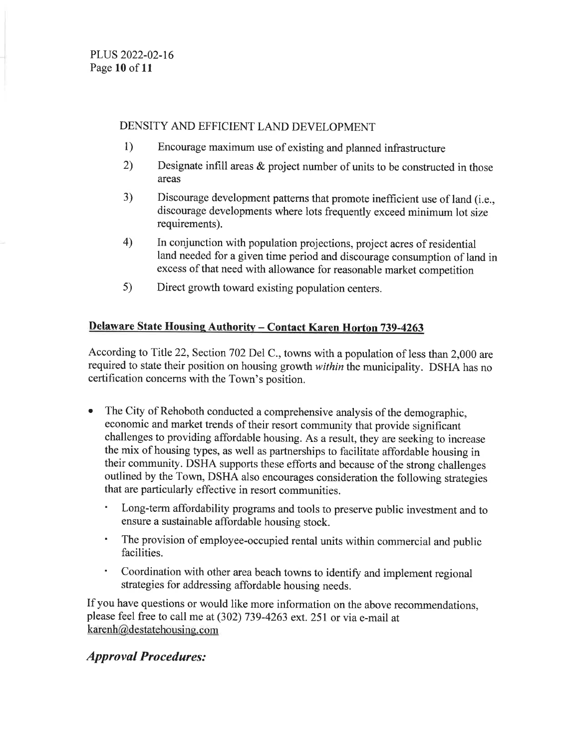DENSITY AND EFFICIENT LAND DEVELOPMENT

1) Encourage maximum use of existing and planned infrastructure
2) Designate infill areas & project number of units to be constructed in those areas
3) Discourage development patterns that promote inefficient use of land (i.e., discourage developments where lots frequently exceed minimum lot size requirements).
4) In conjunction with population projections, project acres of residential land needed for a given time period and discourage consumption of land in excess of that need with allowance for reasonable market competition
5) Direct growth toward existing population centers.

**Delaware State Housing Authority – Contact Karen Horton 739-4263**

According to Title 22, Section 702 Del C., towns with a population of less than 2,000 are required to state their position on housing growth *within* the municipality. DSHA has no certification concerns with the Town's position.

- The City of Rehoboth conducted a comprehensive analysis of the demographic, economic and market trends of their resort community that provide significant challenges to providing affordable housing. As a result, they are seeking to increase the mix of housing types, as well as partnerships to facilitate affordable housing in their community. DSHA supports these efforts and because of the strong challenges outlined by the Town, DSHA also encourages consideration the following strategies that are particularly effective in resort communities.
  - Long-term affordability programs and tools to preserve public investment and to ensure a sustainable affordable housing stock.
  - The provision of employee-occupied rental units within commercial and public facilities.
  - Coordination with other area beach towns to identify and implement regional strategies for addressing affordable housing needs.

If you have questions or would like more information on the above recommendations, please feel free to call me at (302) 739-4263 ext. 251 or via e-mail at karenh@destatehousing.com

## *Approval Procedures:*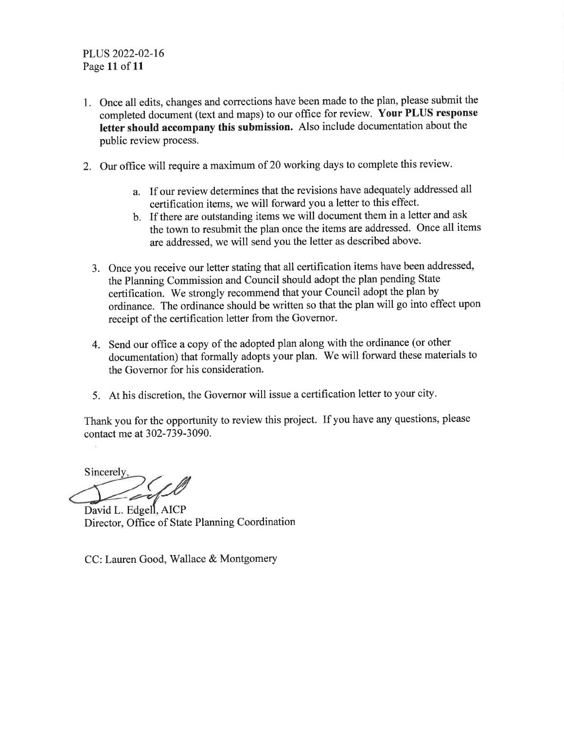1. Once all edits, changes and corrections have been made to the plan, please submit the completed document (text and maps) to our office for review. **Your PLUS response letter should accompany this submission.** Also include documentation about the public review process.

2. Our office will require a maximum of 20 working days to complete this review.

   a. If our review determines that the revisions have adequately addressed all certification items, we will forward you a letter to this effect.

   b. If there are outstanding items we will document them in a letter and ask the town to resubmit the plan once the items are addressed. Once all items are addressed, we will send you the letter as described above.

3. Once you receive our letter stating that all certification items have been addressed, the Planning Commission and Council should adopt the plan pending State certification. We strongly recommend that your Council adopt the plan by ordinance. The ordinance should be written so that the plan will go into effect upon receipt of the certification letter from the Governor.

4. Send our office a copy of the adopted plan along with the ordinance (or other documentation) that formally adopts your plan. We will forward these materials to the Governor for his consideration.

5. At his discretion, the Governor will issue a certification letter to your city.

Thank you for the opportunity to review this project. If you have any questions, please contact me at 302-739-3090.

Sincerely,

David L. Edgell, AICP
Director, Office of State Planning Coordination

CC: Lauren Good, Wallace & Montgomery